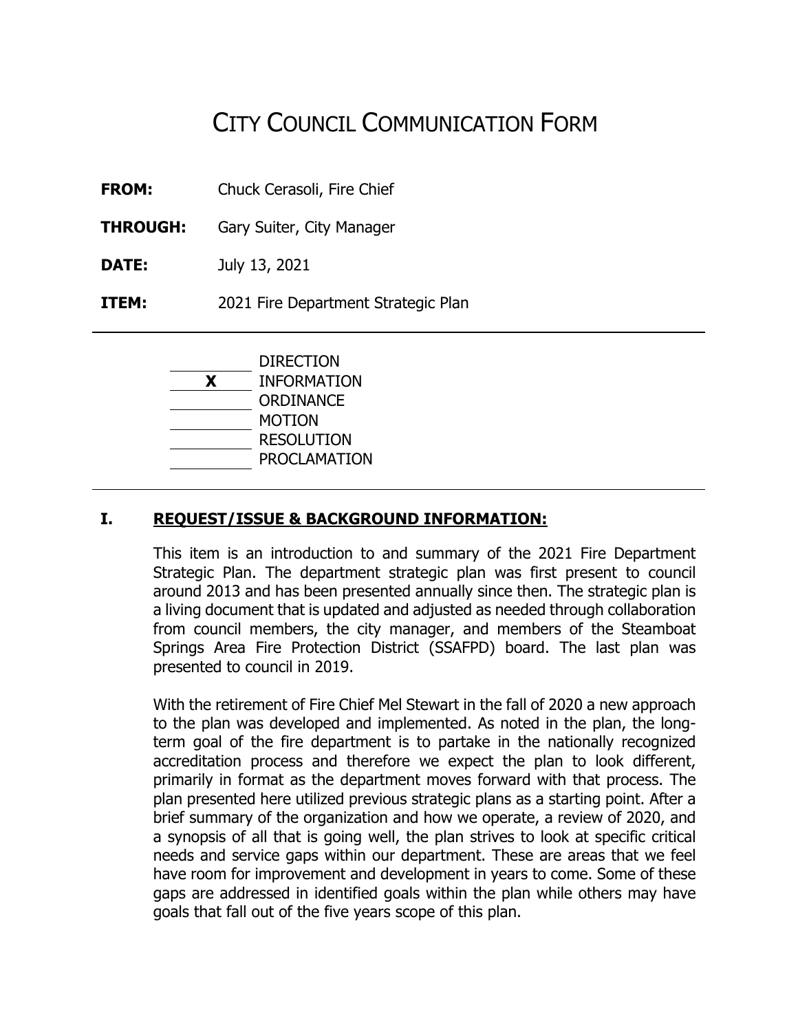# CITY COUNCIL COMMUNICATION FORM

**FROM:** Chuck Cerasoli, Fire Chief

**THROUGH:** Gary Suiter, City Manager

**DATE:** July 13, 2021

**ITEM:** 2021 Fire Department Strategic Plan

---

| | |
|---|---|
| ______ | DIRECTION |
| **X** | INFORMATION |
| ______ | ORDINANCE |
| ______ | MOTION |
| ______ | RESOLUTION |
| ______ | PROCLAMATION |

---

## I. REQUEST/ISSUE & BACKGROUND INFORMATION:

This item is an introduction to and summary of the 2021 Fire Department Strategic Plan. The department strategic plan was first present to council around 2013 and has been presented annually since then. The strategic plan is a living document that is updated and adjusted as needed through collaboration from council members, the city manager, and members of the Steamboat Springs Area Fire Protection District (SSAFPD) board. The last plan was presented to council in 2019.

With the retirement of Fire Chief Mel Stewart in the fall of 2020 a new approach to the plan was developed and implemented. As noted in the plan, the long-term goal of the fire department is to partake in the nationally recognized accreditation process and therefore we expect the plan to look different, primarily in format as the department moves forward with that process. The plan presented here utilized previous strategic plans as a starting point. After a brief summary of the organization and how we operate, a review of 2020, and a synopsis of all that is going well, the plan strives to look at specific critical needs and service gaps within our department. These are areas that we feel have room for improvement and development in years to come. Some of these gaps are addressed in identified goals within the plan while others may have goals that fall out of the five years scope of this plan.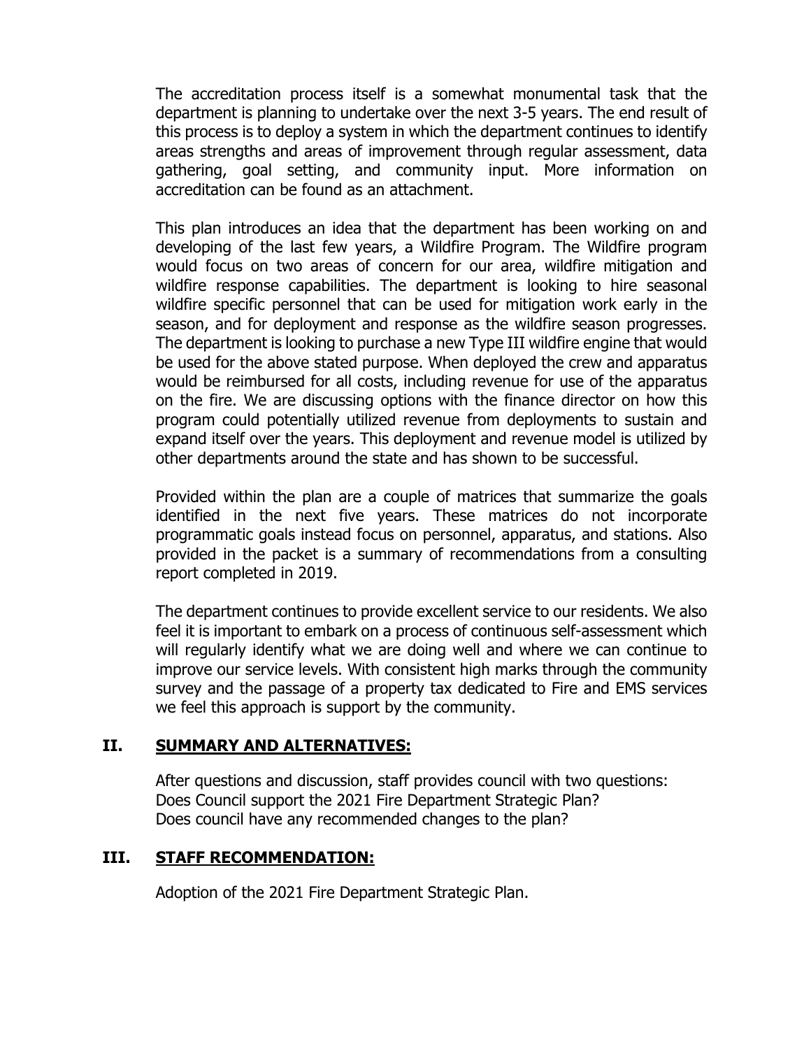The accreditation process itself is a somewhat monumental task that the department is planning to undertake over the next 3-5 years. The end result of this process is to deploy a system in which the department continues to identify areas strengths and areas of improvement through regular assessment, data gathering, goal setting, and community input. More information on accreditation can be found as an attachment.

This plan introduces an idea that the department has been working on and developing of the last few years, a Wildfire Program. The Wildfire program would focus on two areas of concern for our area, wildfire mitigation and wildfire response capabilities. The department is looking to hire seasonal wildfire specific personnel that can be used for mitigation work early in the season, and for deployment and response as the wildfire season progresses. The department is looking to purchase a new Type III wildfire engine that would be used for the above stated purpose. When deployed the crew and apparatus would be reimbursed for all costs, including revenue for use of the apparatus on the fire. We are discussing options with the finance director on how this program could potentially utilized revenue from deployments to sustain and expand itself over the years. This deployment and revenue model is utilized by other departments around the state and has shown to be successful.

Provided within the plan are a couple of matrices that summarize the goals identified in the next five years. These matrices do not incorporate programmatic goals instead focus on personnel, apparatus, and stations. Also provided in the packet is a summary of recommendations from a consulting report completed in 2019.

The department continues to provide excellent service to our residents. We also feel it is important to embark on a process of continuous self-assessment which will regularly identify what we are doing well and where we can continue to improve our service levels. With consistent high marks through the community survey and the passage of a property tax dedicated to Fire and EMS services we feel this approach is support by the community.

## II. SUMMARY AND ALTERNATIVES:

After questions and discussion, staff provides council with two questions:
Does Council support the 2021 Fire Department Strategic Plan?
Does council have any recommended changes to the plan?

## III. STAFF RECOMMENDATION:

Adoption of the 2021 Fire Department Strategic Plan.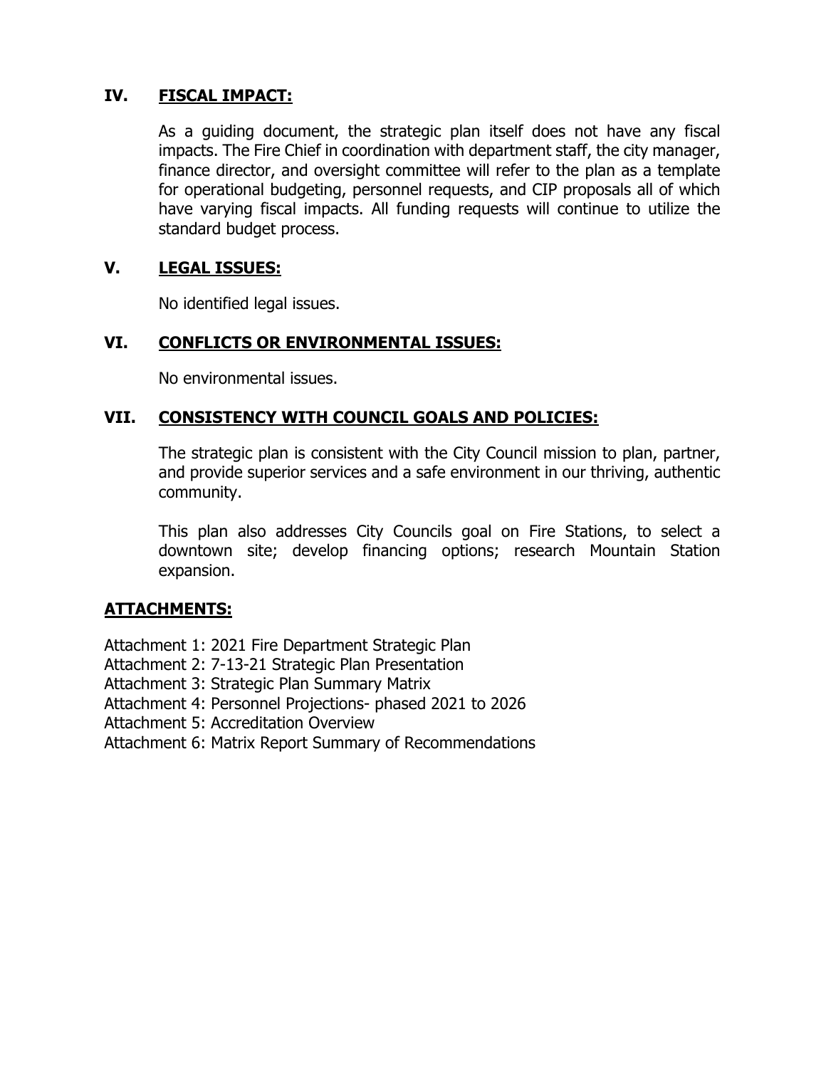## IV. FISCAL IMPACT:

As a guiding document, the strategic plan itself does not have any fiscal impacts. The Fire Chief in coordination with department staff, the city manager, finance director, and oversight committee will refer to the plan as a template for operational budgeting, personnel requests, and CIP proposals all of which have varying fiscal impacts. All funding requests will continue to utilize the standard budget process.

## V. LEGAL ISSUES:

No identified legal issues.

## VI. CONFLICTS OR ENVIRONMENTAL ISSUES:

No environmental issues.

## VII. CONSISTENCY WITH COUNCIL GOALS AND POLICIES:

The strategic plan is consistent with the City Council mission to plan, partner, and provide superior services and a safe environment in our thriving, authentic community.

This plan also addresses City Councils goal on Fire Stations, to select a downtown site; develop financing options; research Mountain Station expansion.

## ATTACHMENTS:

Attachment 1: 2021 Fire Department Strategic Plan
Attachment 2: 7-13-21 Strategic Plan Presentation
Attachment 3: Strategic Plan Summary Matrix
Attachment 4: Personnel Projections- phased 2021 to 2026
Attachment 5: Accreditation Overview
Attachment 6: Matrix Report Summary of Recommendations